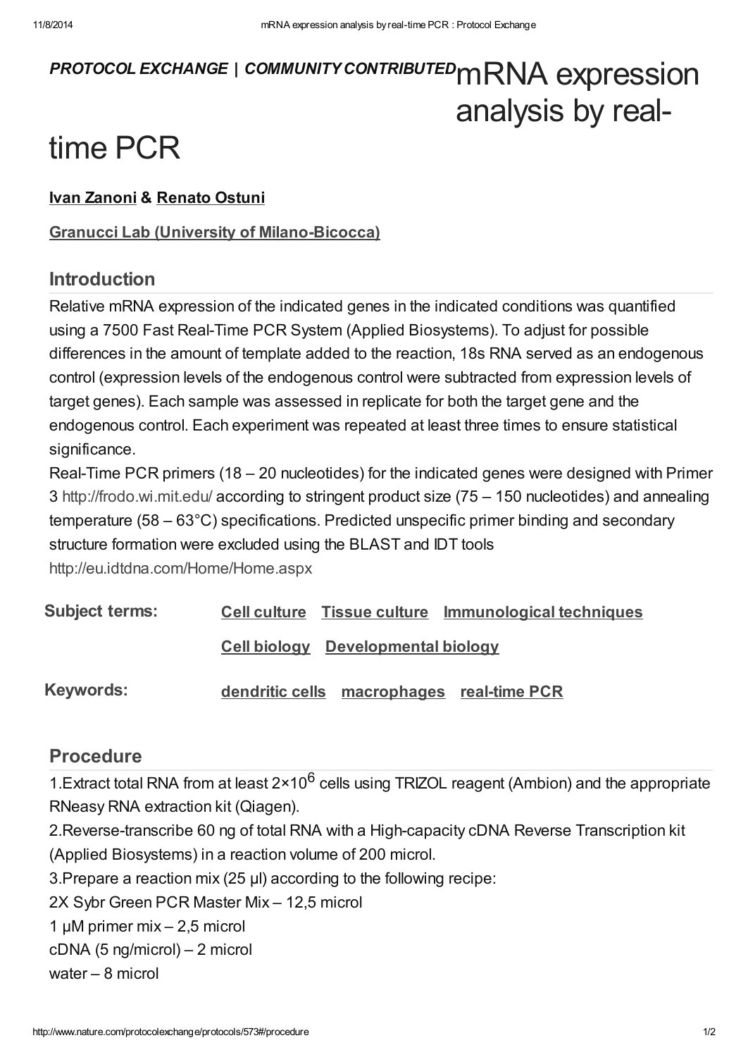*PROTOCOL EXCHANGE | COMMUNITY CONTRIBUTED*

# mRNA expression analysis by real-time PCR

**Ivan Zanoni** & **Renato Ostuni**

**Granucci Lab (University of Milano-Bicocca)**

## Introduction

Relative mRNA expression of the indicated genes in the indicated conditions was quantified using a 7500 Fast Real-Time PCR System (Applied Biosystems). To adjust for possible differences in the amount of template added to the reaction, 18s RNA served as an endogenous control (expression levels of the endogenous control were subtracted from expression levels of target genes). Each sample was assessed in replicate for both the target gene and the endogenous control. Each experiment was repeated at least three times to ensure statistical significance.

Real-Time PCR primers (18 – 20 nucleotides) for the indicated genes were designed with Primer 3 http://frodo.wi.mit.edu/ according to stringent product size (75 – 150 nucleotides) and annealing temperature (58 – 63°C) specifications. Predicted unspecific primer binding and secondary structure formation were excluded using the BLAST and IDT tools http://eu.idtdna.com/Home/Home.aspx

| | |
|---|---|
| **Subject terms:** | Cell culture   Tissue culture   Immunological techniques   Cell biology   Developmental biology |
| **Keywords:** | dendritic cells   macrophages   real-time PCR |

## Procedure

1.Extract total RNA from at least $2×10^6$ cells using TRIZOL reagent (Ambion) and the appropriate RNeasy RNA extraction kit (Qiagen).

2.Reverse-transcribe 60 ng of total RNA with a High-capacity cDNA Reverse Transcription kit (Applied Biosystems) in a reaction volume of 200 microl.

3.Prepare a reaction mix (25 µl) according to the following recipe:

2X Sybr Green PCR Master Mix – 12,5 microl

1 µM primer mix – 2,5 microl

cDNA (5 ng/microl) – 2 microl

water – 8 microl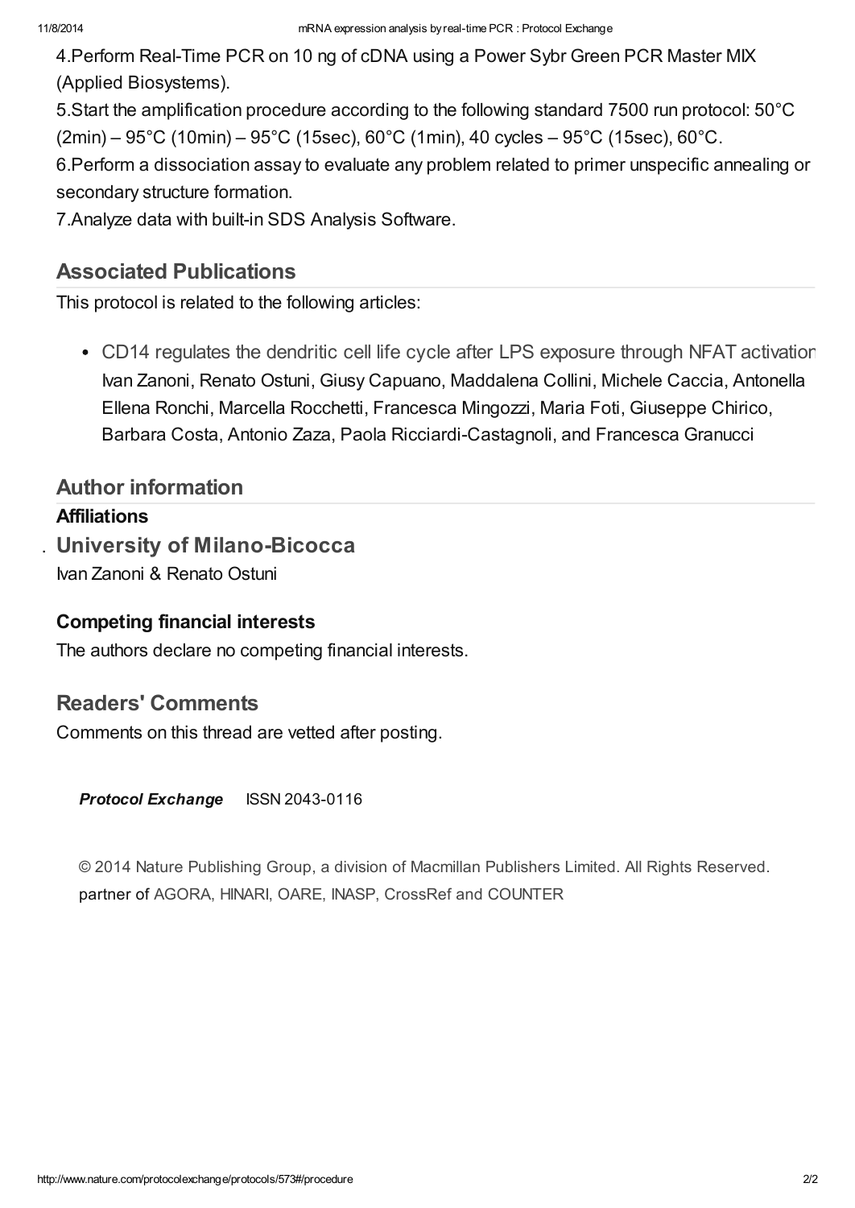4.Perform Real-Time PCR on 10 ng of cDNA using a Power Sybr Green PCR Master MIX (Applied Biosystems).

5.Start the amplification procedure according to the following standard 7500 run protocol: 50°C (2min) – 95°C (10min) – 95°C (15sec), 60°C (1min), 40 cycles – 95°C (15sec), 60°C.

6.Perform a dissociation assay to evaluate any problem related to primer unspecific annealing or secondary structure formation.

7.Analyze data with built-in SDS Analysis Software.

## Associated Publications

This protocol is related to the following articles:

- CD14 regulates the dendritic cell life cycle after LPS exposure through NFAT activation
  Ivan Zanoni, Renato Ostuni, Giusy Capuano, Maddalena Collini, Michele Caccia, Antonella Ellena Ronchi, Marcella Rocchetti, Francesca Mingozzi, Maria Foti, Giuseppe Chirico, Barbara Costa, Antonio Zaza, Paola Ricciardi-Castagnoli, and Francesca Granucci

## Author information

### Affiliations

**University of Milano-Bicocca**

Ivan Zanoni & Renato Ostuni

### Competing financial interests

The authors declare no competing financial interests.

## Readers' Comments

Comments on this thread are vetted after posting.

***Protocol Exchange*** ISSN 2043-0116

© 2014 Nature Publishing Group, a division of Macmillan Publishers Limited. All Rights Reserved.
partner of AGORA, HINARI, OARE, INASP, CrossRef and COUNTER